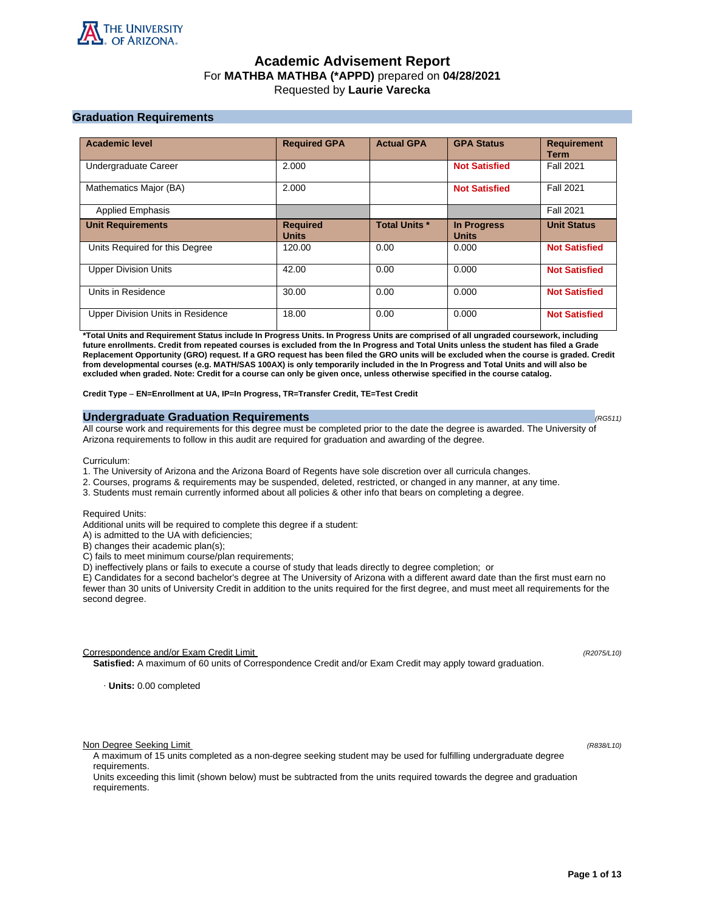THE UNIVERSITY OF ARIZONA

# Academic Advisement Report

For **MATHBA MATHBA (*APPD)** prepared on **04/28/2021**

Requested by **Laurie Varecka**

## Graduation Requirements

| Academic level | Required GPA | Actual GPA | GPA Status | Requirement Term |
|---|---|---|---|---|
| Undergraduate Career | 2.000 | | **Not Satisfied** | Fall 2021 |
| Mathematics Major (BA) | 2.000 | | **Not Satisfied** | Fall 2021 |
| Applied Emphasis | | | | Fall 2021 |
| **Unit Requirements** | **Required Units** | **Total Units *** | **In Progress Units** | **Unit Status** |
| Units Required for this Degree | 120.00 | 0.00 | 0.000 | **Not Satisfied** |
| Upper Division Units | 42.00 | 0.00 | 0.000 | **Not Satisfied** |
| Units in Residence | 30.00 | 0.00 | 0.000 | **Not Satisfied** |
| Upper Division Units in Residence | 18.00 | 0.00 | 0.000 | **Not Satisfied** |

***Total Units and Requirement Status include In Progress Units. In Progress Units are comprised of all ungraded coursework, including future enrollments. Credit from repeated courses is excluded from the In Progress and Total Units unless the student has filed a Grade Replacement Opportunity (GRO) request. If a GRO request has been filed the GRO units will be excluded when the course is graded. Credit from developmental courses (e.g. MATH/SAS 100AX) is only temporarily included in the In Progress and Total Units and will also be excluded when graded. Note: Credit for a course can only be given once, unless otherwise specified in the course catalog.**

**Credit Type – EN=Enrollment at UA, IP=In Progress, TR=Transfer Credit, TE=Test Credit**

## Undergraduate Graduation Requirements

*(RG511)*

All course work and requirements for this degree must be completed prior to the date the degree is awarded. The University of Arizona requirements to follow in this audit are required for graduation and awarding of the degree.

Curriculum:

1. The University of Arizona and the Arizona Board of Regents have sole discretion over all curricula changes.
2. Courses, programs & requirements may be suspended, deleted, restricted, or changed in any manner, at any time.
3. Students must remain currently informed about all policies & other info that bears on completing a degree.

Required Units:

Additional units will be required to complete this degree if a student:

A) is admitted to the UA with deficiencies;

B) changes their academic plan(s);

C) fails to meet minimum course/plan requirements;

D) ineffectively plans or fails to execute a course of study that leads directly to degree completion; or

E) Candidates for a second bachelor's degree at The University of Arizona with a different award date than the first must earn no fewer than 30 units of University Credit in addition to the units required for the first degree, and must meet all requirements for the second degree.

Correspondence and/or Exam Credit Limit *(R2075/L10)*

**Satisfied:** A maximum of 60 units of Correspondence Credit and/or Exam Credit may apply toward graduation.

· **Units:** 0.00 completed

Non Degree Seeking Limit *(R838/L10)*

A maximum of 15 units completed as a non-degree seeking student may be used for fulfilling undergraduate degree requirements.

Units exceeding this limit (shown below) must be subtracted from the units required towards the degree and graduation requirements.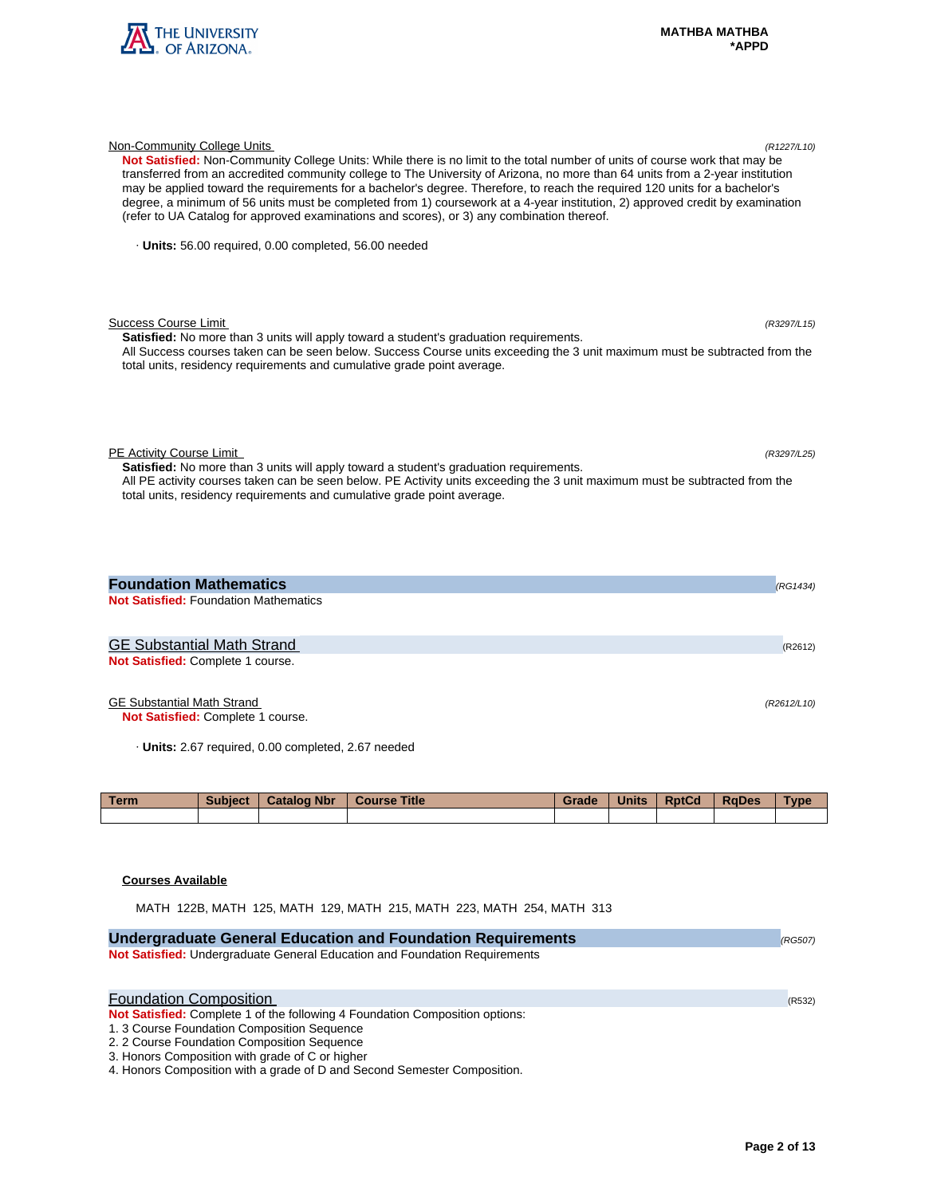Non-Community College Units *(R1227/L10)*

**Not Satisfied:** Non-Community College Units: While there is no limit to the total number of units of course work that may be transferred from an accredited community college to The University of Arizona, no more than 64 units from a 2-year institution may be applied toward the requirements for a bachelor's degree. Therefore, to reach the required 120 units for a bachelor's degree, a minimum of 56 units must be completed from 1) coursework at a 4-year institution, 2) approved credit by examination (refer to UA Catalog for approved examinations and scores), or 3) any combination thereof.

· **Units:** 56.00 required, 0.00 completed, 56.00 needed

Success Course Limit *(R3297/L15)*

**Satisfied:** No more than 3 units will apply toward a student's graduation requirements.
All Success courses taken can be seen below. Success Course units exceeding the 3 unit maximum must be subtracted from the total units, residency requirements and cumulative grade point average.

PE Activity Course Limit *(R3297/L25)*

**Satisfied:** No more than 3 units will apply toward a student's graduation requirements.
All PE activity courses taken can be seen below. PE Activity units exceeding the 3 unit maximum must be subtracted from the total units, residency requirements and cumulative grade point average.

## Foundation Mathematics *(RG1434)*

**Not Satisfied:** Foundation Mathematics

### GE Substantial Math Strand (R2612)

**Not Satisfied:** Complete 1 course.

GE Substantial Math Strand *(R2612/L10)*

**Not Satisfied:** Complete 1 course.

· **Units:** 2.67 required, 0.00 completed, 2.67 needed

| Term | Subject | Catalog Nbr | Course Title | Grade | Units | RptCd | RqDes | Type |
|---|---|---|---|---|---|---|---|---|
| | | | | | | | | |

**Courses Available**

MATH 122B, MATH 125, MATH 129, MATH 215, MATH 223, MATH 254, MATH 313

## Undergraduate General Education and Foundation Requirements *(RG507)*

**Not Satisfied:** Undergraduate General Education and Foundation Requirements

### Foundation Composition (R532)

**Not Satisfied:** Complete 1 of the following 4 Foundation Composition options:

1. 3 Course Foundation Composition Sequence
2. 2 Course Foundation Composition Sequence
3. Honors Composition with grade of C or higher
4. Honors Composition with a grade of D and Second Semester Composition.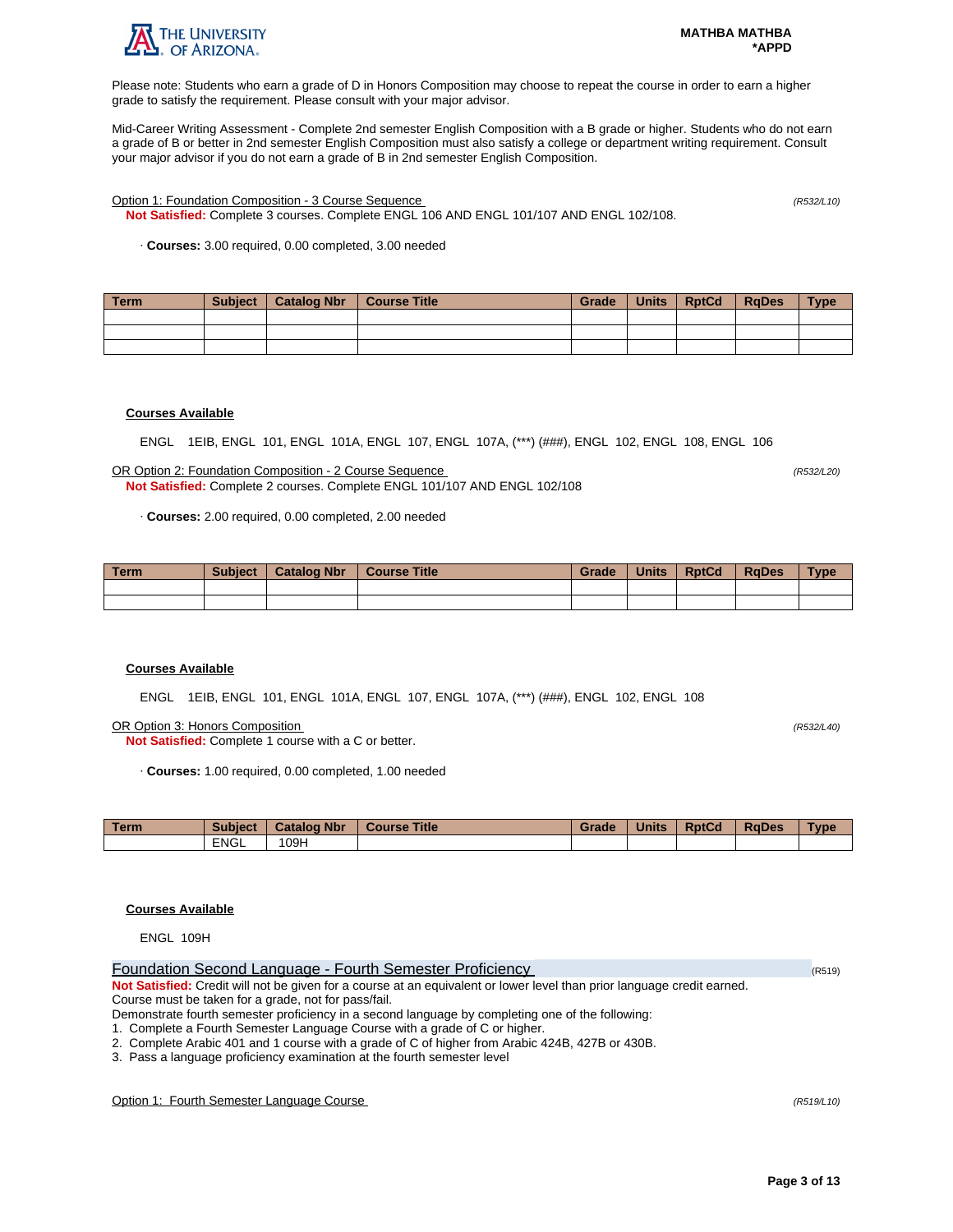Please note: Students who earn a grade of D in Honors Composition may choose to repeat the course in order to earn a higher grade to satisfy the requirement. Please consult with your major advisor.

Mid-Career Writing Assessment - Complete 2nd semester English Composition with a B grade or higher. Students who do not earn a grade of B or better in 2nd semester English Composition must also satisfy a college or department writing requirement. Consult your major advisor if you do not earn a grade of B in 2nd semester English Composition.

Option 1: Foundation Composition - 3 Course Sequence *(R532/L10)*

**Not Satisfied:** Complete 3 courses. Complete ENGL 106 AND ENGL 101/107 AND ENGL 102/108.

· **Courses:** 3.00 required, 0.00 completed, 3.00 needed

| Term | Subject | Catalog Nbr | Course Title | Grade | Units | RptCd | RqDes | Type |
|---|---|---|---|---|---|---|---|---|
| | | | | | | | | |
| | | | | | | | | |
| | | | | | | | | |

**Courses Available**

ENGL 1EIB, ENGL 101, ENGL 101A, ENGL 107, ENGL 107A, (***) (###), ENGL 102, ENGL 108, ENGL 106

OR Option 2: Foundation Composition - 2 Course Sequence *(R532/L20)*

**Not Satisfied:** Complete 2 courses. Complete ENGL 101/107 AND ENGL 102/108

· **Courses:** 2.00 required, 0.00 completed, 2.00 needed

| Term | Subject | Catalog Nbr | Course Title | Grade | Units | RptCd | RqDes | Type |
|---|---|---|---|---|---|---|---|---|
| | | | | | | | | |
| | | | | | | | | |

**Courses Available**

ENGL 1EIB, ENGL 101, ENGL 101A, ENGL 107, ENGL 107A, (***) (###), ENGL 102, ENGL 108

OR Option 3: Honors Composition *(R532/L40)*

**Not Satisfied:** Complete 1 course with a C or better.

· **Courses:** 1.00 required, 0.00 completed, 1.00 needed

| Term | Subject | Catalog Nbr | Course Title | Grade | Units | RptCd | RqDes | Type |
|---|---|---|---|---|---|---|---|---|
| | ENGL | 109H | | | | | | |

**Courses Available**

ENGL 109H

## Foundation Second Language - Fourth Semester Proficiency (R519)

**Not Satisfied:** Credit will not be given for a course at an equivalent or lower level than prior language credit earned.
Course must be taken for a grade, not for pass/fail.
Demonstrate fourth semester proficiency in a second language by completing one of the following:

1. Complete a Fourth Semester Language Course with a grade of C or higher.
2. Complete Arabic 401 and 1 course with a grade of C of higher from Arabic 424B, 427B or 430B.
3. Pass a language proficiency examination at the fourth semester level

Option 1: Fourth Semester Language Course *(R519/L10)*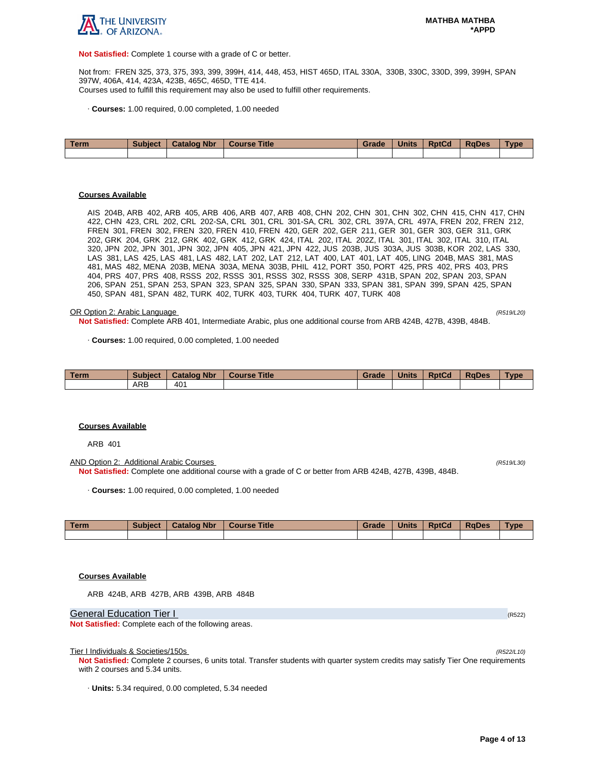**Not Satisfied:** Complete 1 course with a grade of C or better.

Not from: FREN 325, 373, 375, 393, 399, 399H, 414, 448, 453, HIST 465D, ITAL 330A, 330B, 330C, 330D, 399, 399H, SPAN 397W, 406A, 414, 423A, 423B, 465C, 465D, TTE 414.
Courses used to fulfill this requirement may also be used to fulfill other requirements.

· **Courses:** 1.00 required, 0.00 completed, 1.00 needed

| Term | Subject | Catalog Nbr | Course Title | Grade | Units | RptCd | RqDes | Type |
|---|---|---|---|---|---|---|---|---|
| | | | | | | | | |

**Courses Available**

AIS 204B, ARB 402, ARB 405, ARB 406, ARB 407, ARB 408, CHN 202, CHN 301, CHN 302, CHN 415, CHN 417, CHN 422, CHN 423, CRL 202, CRL 202-SA, CRL 301, CRL 301-SA, CRL 302, CRL 397A, CRL 497A, FREN 202, FREN 212, FREN 301, FREN 302, FREN 320, FREN 410, FREN 420, GER 202, GER 211, GER 301, GER 303, GER 311, GRK 202, GRK 204, GRK 212, GRK 402, GRK 412, GRK 424, ITAL 202, ITAL 202Z, ITAL 301, ITAL 302, ITAL 310, ITAL 320, JPN 202, JPN 301, JPN 302, JPN 405, JPN 421, JPN 422, JUS 203B, JUS 303A, JUS 303B, KOR 202, LAS 330, LAS 381, LAS 425, LAS 481, LAS 482, LAT 202, LAT 212, LAT 400, LAT 401, LAT 405, LING 204B, MAS 381, MAS 481, MAS 482, MENA 203B, MENA 303A, MENA 303B, PHIL 412, PORT 350, PORT 425, PRS 402, PRS 403, PRS 404, PRS 407, PRS 408, RSSS 202, RSSS 301, RSSS 302, RSSS 308, SERP 431B, SPAN 202, SPAN 203, SPAN 206, SPAN 251, SPAN 253, SPAN 323, SPAN 325, SPAN 330, SPAN 333, SPAN 381, SPAN 399, SPAN 425, SPAN 450, SPAN 481, SPAN 482, TURK 402, TURK 403, TURK 404, TURK 407, TURK 408

OR Option 2: Arabic Language *(R519/L20)*

**Not Satisfied:** Complete ARB 401, Intermediate Arabic, plus one additional course from ARB 424B, 427B, 439B, 484B.

· **Courses:** 1.00 required, 0.00 completed, 1.00 needed

| Term | Subject | Catalog Nbr | Course Title | Grade | Units | RptCd | RqDes | Type |
|---|---|---|---|---|---|---|---|---|
| | ARB | 401 | | | | | | |

**Courses Available**

ARB 401

AND Option 2: Additional Arabic Courses *(R519/L30)*

**Not Satisfied:** Complete one additional course with a grade of C or better from ARB 424B, 427B, 439B, 484B.

· **Courses:** 1.00 required, 0.00 completed, 1.00 needed

| Term | Subject | Catalog Nbr | Course Title | Grade | Units | RptCd | RqDes | Type |
|---|---|---|---|---|---|---|---|---|
| | | | | | | | | |

**Courses Available**

ARB 424B, ARB 427B, ARB 439B, ARB 484B

## General Education Tier I (R522)

**Not Satisfied:** Complete each of the following areas.

Tier I Individuals & Societies/150s *(R522/L10)*

**Not Satisfied:** Complete 2 courses, 6 units total. Transfer students with quarter system credits may satisfy Tier One requirements with 2 courses and 5.34 units.

· **Units:** 5.34 required, 0.00 completed, 5.34 needed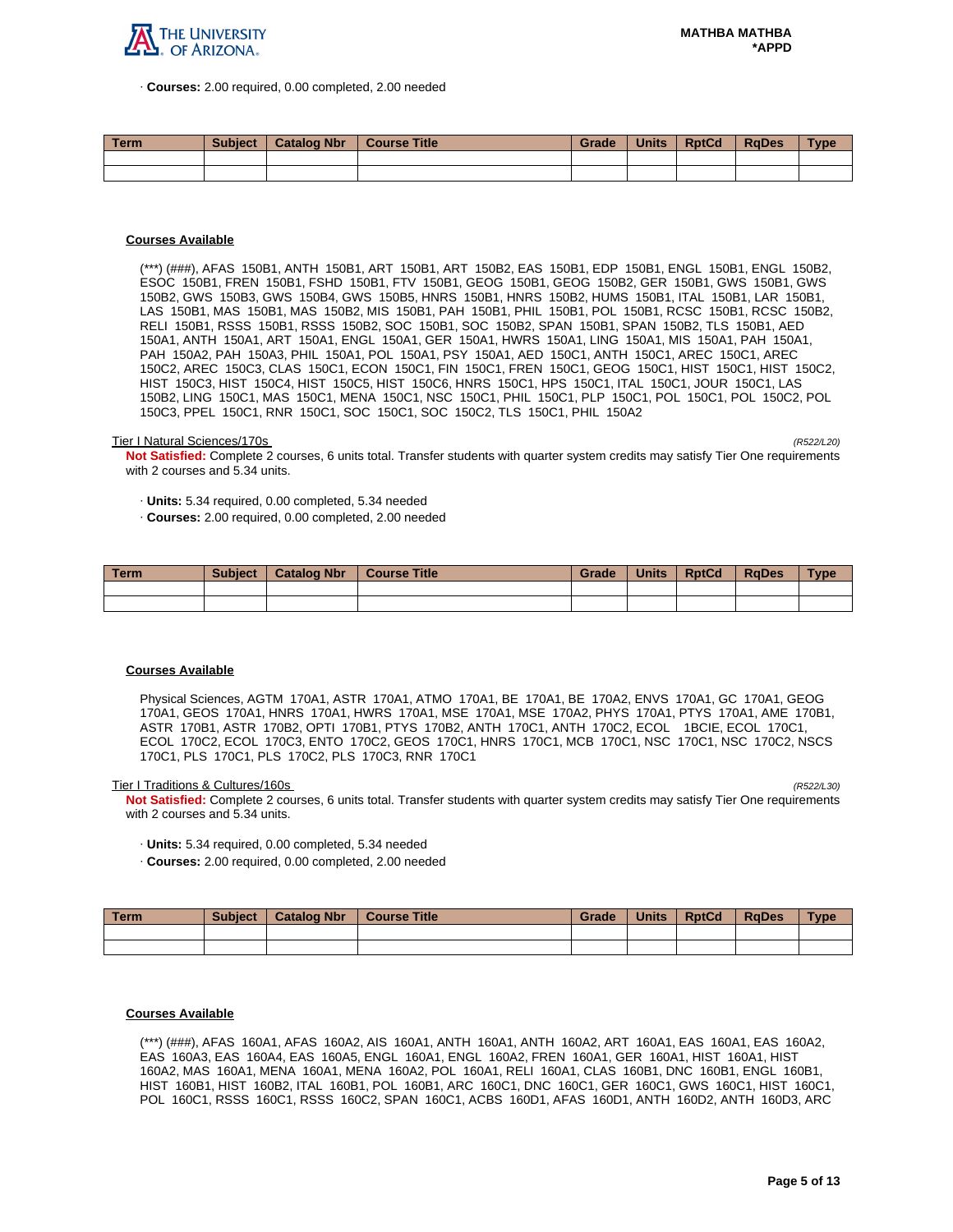· **Courses:** 2.00 required, 0.00 completed, 2.00 needed

| Term | Subject | Catalog Nbr | Course Title | Grade | Units | RptCd | RqDes | Type |
|---|---|---|---|---|---|---|---|---|
| | | | | | | | | |
| | | | | | | | | |

**Courses Available**

(***) (###), AFAS 150B1, ANTH 150B1, ART 150B1, ART 150B2, EAS 150B1, EDP 150B1, ENGL 150B1, ENGL 150B2, ESOC 150B1, FREN 150B1, FSHD 150B1, FTV 150B1, GEOG 150B1, GEOG 150B2, GER 150B1, GWS 150B1, GWS 150B2, GWS 150B3, GWS 150B4, GWS 150B5, HNRS 150B1, HNRS 150B2, HUMS 150B1, ITAL 150B1, LAR 150B1, LAS 150B1, MAS 150B1, MAS 150B2, MIS 150B1, PAH 150B1, PHIL 150B1, POL 150B1, RCSC 150B1, RCSC 150B2, RELI 150B1, RSSS 150B1, RSSS 150B2, SOC 150B1, SOC 150B2, SPAN 150B1, SPAN 150B2, TLS 150B1, AED 150A1, ANTH 150A1, ART 150A1, ENGL 150A1, GER 150A1, HWRS 150A1, LING 150A1, MIS 150A1, PAH 150A1, PAH 150A2, PAH 150A3, PHIL 150A1, POL 150A1, PSY 150A1, AED 150C1, ANTH 150C1, AREC 150C1, AREC 150C2, AREC 150C3, CLAS 150C1, ECON 150C1, FIN 150C1, FREN 150C1, GEOG 150C1, HIST 150C1, HIST 150C2, HIST 150C3, HIST 150C4, HIST 150C5, HIST 150C6, HNRS 150C1, HPS 150C1, ITAL 150C1, JOUR 150C1, LAS 150B2, LING 150C1, MAS 150C1, MENA 150C1, NSC 150C1, PHIL 150C1, PLP 150C1, POL 150C1, POL 150C2, POL 150C3, PPEL 150C1, RNR 150C1, SOC 150C1, SOC 150C2, TLS 150C1, PHIL 150A2

Tier I Natural Sciences/170s *(R522/L20)*

**Not Satisfied:** Complete 2 courses, 6 units total. Transfer students with quarter system credits may satisfy Tier One requirements with 2 courses and 5.34 units.

· **Units:** 5.34 required, 0.00 completed, 5.34 needed
· **Courses:** 2.00 required, 0.00 completed, 2.00 needed

| Term | Subject | Catalog Nbr | Course Title | Grade | Units | RptCd | RqDes | Type |
|---|---|---|---|---|---|---|---|---|
| | | | | | | | | |
| | | | | | | | | |

**Courses Available**

Physical Sciences, AGTM 170A1, ASTR 170A1, ATMO 170A1, BE 170A1, BE 170A2, ENVS 170A1, GC 170A1, GEOG 170A1, GEOS 170A1, HNRS 170A1, HWRS 170A1, MSE 170A1, MSE 170A2, PHYS 170A1, PTYS 170A1, AME 170B1, ASTR 170B1, ASTR 170B2, OPTI 170B1, PTYS 170B2, ANTH 170C1, ANTH 170C2, ECOL 1BCIE, ECOL 170C1, ECOL 170C2, ECOL 170C3, ENTO 170C2, GEOS 170C1, HNRS 170C1, MCB 170C1, NSC 170C1, NSC 170C2, NSCS 170C1, PLS 170C1, PLS 170C2, PLS 170C3, RNR 170C1

Tier I Traditions & Cultures/160s *(R522/L30)*

**Not Satisfied:** Complete 2 courses, 6 units total. Transfer students with quarter system credits may satisfy Tier One requirements with 2 courses and 5.34 units.

· **Units:** 5.34 required, 0.00 completed, 5.34 needed
· **Courses:** 2.00 required, 0.00 completed, 2.00 needed

| Term | Subject | Catalog Nbr | Course Title | Grade | Units | RptCd | RqDes | Type |
|---|---|---|---|---|---|---|---|---|
| | | | | | | | | |
| | | | | | | | | |

**Courses Available**

(***) (###), AFAS 160A1, AFAS 160A2, AIS 160A1, ANTH 160A1, ANTH 160A2, ART 160A1, EAS 160A1, EAS 160A2, EAS 160A3, EAS 160A4, EAS 160A5, ENGL 160A1, ENGL 160A2, FREN 160A1, GER 160A1, HIST 160A1, HIST 160A2, MAS 160A1, MENA 160A1, MENA 160A2, POL 160A1, RELI 160A1, CLAS 160B1, DNC 160B1, ENGL 160B1, HIST 160B1, HIST 160B2, ITAL 160B1, POL 160B1, ARC 160C1, DNC 160C1, GER 160C1, GWS 160C1, HIST 160C1, POL 160C1, RSSS 160C1, RSSS 160C2, SPAN 160C1, ACBS 160D1, AFAS 160D1, ANTH 160D2, ANTH 160D3, ARC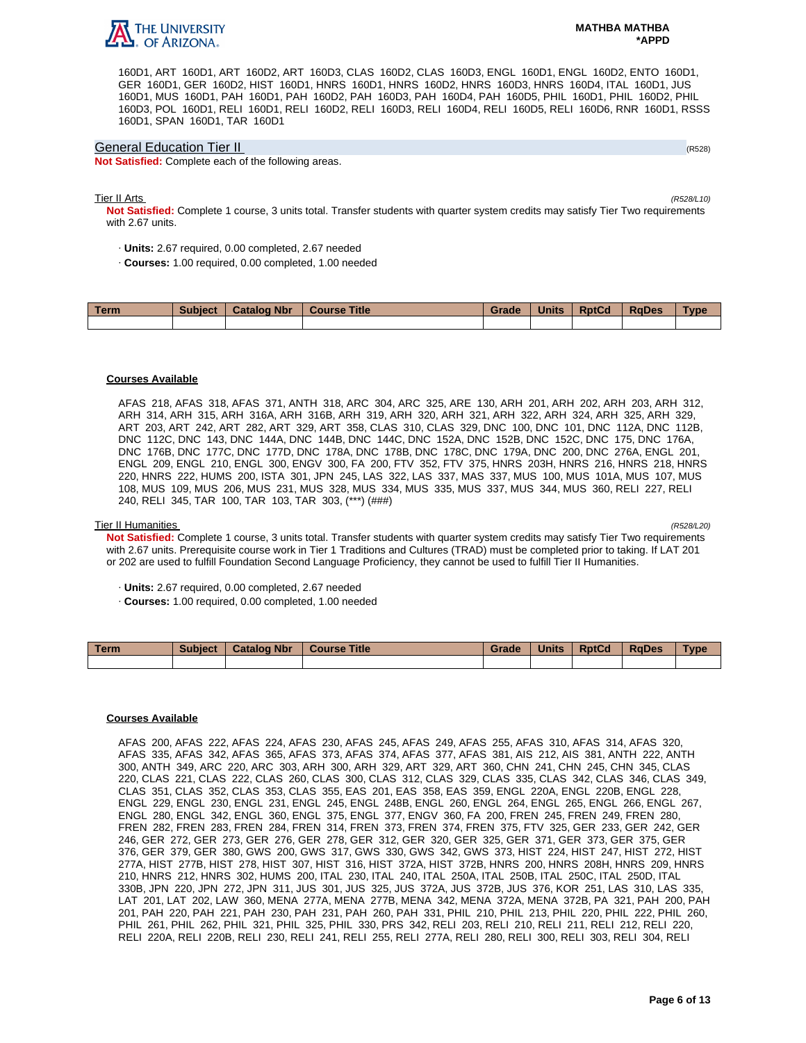160D1, ART 160D1, ART 160D2, ART 160D3, CLAS 160D2, CLAS 160D3, ENGL 160D1, ENGL 160D2, ENTO 160D1, GER 160D1, GER 160D2, HIST 160D1, HNRS 160D1, HNRS 160D2, HNRS 160D3, HNRS 160D4, ITAL 160D1, JUS 160D1, MUS 160D1, PAH 160D1, PAH 160D2, PAH 160D3, PAH 160D4, PAH 160D5, PHIL 160D1, PHIL 160D2, PHIL 160D3, POL 160D1, RELI 160D1, RELI 160D2, RELI 160D3, RELI 160D4, RELI 160D5, RELI 160D6, RNR 160D1, RSSS 160D1, SPAN 160D1, TAR 160D1

## General Education Tier II

(R528)

**Not Satisfied:** Complete each of the following areas.

### Tier II Arts

*(R528/L10)*

**Not Satisfied:** Complete 1 course, 3 units total. Transfer students with quarter system credits may satisfy Tier Two requirements with 2.67 units.

- **Units:** 2.67 required, 0.00 completed, 2.67 needed
- **Courses:** 1.00 required, 0.00 completed, 1.00 needed

| Term | Subject | Catalog Nbr | Course Title | Grade | Units | RptCd | RqDes | Type |
|---|---|---|---|---|---|---|---|---|
| | | | | | | | | |

**Courses Available**

AFAS 218, AFAS 318, AFAS 371, ANTH 318, ARC 304, ARC 325, ARE 130, ARH 201, ARH 202, ARH 203, ARH 312, ARH 314, ARH 315, ARH 316A, ARH 316B, ARH 319, ARH 320, ARH 321, ARH 322, ARH 324, ARH 325, ARH 329, ART 203, ART 242, ART 282, ART 329, ART 358, CLAS 310, CLAS 329, DNC 100, DNC 101, DNC 112A, DNC 112B, DNC 112C, DNC 143, DNC 144A, DNC 144B, DNC 144C, DNC 152A, DNC 152B, DNC 152C, DNC 175, DNC 176A, DNC 176B, DNC 177C, DNC 177D, DNC 178A, DNC 178B, DNC 178C, DNC 179A, DNC 200, DNC 276A, ENGL 201, ENGL 209, ENGL 210, ENGL 300, ENGV 300, FA 200, FTV 352, FTV 375, HNRS 203H, HNRS 216, HNRS 218, HNRS 220, HNRS 222, HUMS 200, ISTA 301, JPN 245, LAS 322, LAS 337, MAS 337, MUS 100, MUS 101A, MUS 107, MUS 108, MUS 109, MUS 206, MUS 231, MUS 328, MUS 334, MUS 335, MUS 337, MUS 344, MUS 360, RELI 227, RELI 240, RELI 345, TAR 100, TAR 103, TAR 303, (***) (###)

### Tier II Humanities

*(R528/L20)*

**Not Satisfied:** Complete 1 course, 3 units total. Transfer students with quarter system credits may satisfy Tier Two requirements with 2.67 units. Prerequisite course work in Tier 1 Traditions and Cultures (TRAD) must be completed prior to taking. If LAT 201 or 202 are used to fulfill Foundation Second Language Proficiency, they cannot be used to fulfill Tier II Humanities.

- **Units:** 2.67 required, 0.00 completed, 2.67 needed
- **Courses:** 1.00 required, 0.00 completed, 1.00 needed

| Term | Subject | Catalog Nbr | Course Title | Grade | Units | RptCd | RqDes | Type |
|---|---|---|---|---|---|---|---|---|
| | | | | | | | | |

**Courses Available**

AFAS 200, AFAS 222, AFAS 224, AFAS 230, AFAS 245, AFAS 249, AFAS 255, AFAS 310, AFAS 314, AFAS 320, AFAS 335, AFAS 342, AFAS 365, AFAS 373, AFAS 374, AFAS 377, AFAS 381, AIS 212, AIS 381, ANTH 222, ANTH 300, ANTH 349, ARC 220, ARC 303, ARH 300, ARH 329, ART 329, ART 360, CHN 241, CHN 245, CHN 345, CLAS 220, CLAS 221, CLAS 222, CLAS 260, CLAS 300, CLAS 312, CLAS 329, CLAS 335, CLAS 342, CLAS 346, CLAS 349, CLAS 351, CLAS 352, CLAS 353, CLAS 355, EAS 201, EAS 358, EAS 359, ENGL 220A, ENGL 220B, ENGL 228, ENGL 229, ENGL 230, ENGL 231, ENGL 245, ENGL 248B, ENGL 260, ENGL 264, ENGL 265, ENGL 266, ENGL 267, ENGL 280, ENGL 342, ENGL 360, ENGL 375, ENGL 377, ENGV 360, FA 200, FREN 245, FREN 249, FREN 280, FREN 282, FREN 283, FREN 284, FREN 314, FREN 373, FREN 374, FREN 375, FTV 325, GER 233, GER 242, GER 246, GER 272, GER 273, GER 276, GER 278, GER 312, GER 320, GER 325, GER 371, GER 373, GER 375, GER 376, GER 379, GER 380, GWS 200, GWS 317, GWS 330, GWS 342, GWS 373, HIST 224, HIST 247, HIST 272, HIST 277A, HIST 277B, HIST 278, HIST 307, HIST 316, HIST 372A, HIST 372B, HNRS 200, HNRS 208H, HNRS 209, HNRS 210, HNRS 212, HNRS 302, HUMS 200, ITAL 230, ITAL 240, ITAL 250A, ITAL 250B, ITAL 250C, ITAL 250D, ITAL 330B, JPN 220, JPN 272, JPN 311, JUS 301, JUS 325, JUS 372A, JUS 372B, JUS 376, KOR 251, LAS 310, LAS 335, LAT 201, LAT 202, LAW 360, MENA 277A, MENA 277B, MENA 342, MENA 372A, MENA 372B, PA 321, PAH 200, PAH 201, PAH 220, PAH 221, PAH 230, PAH 231, PAH 260, PAH 331, PHIL 210, PHIL 213, PHIL 220, PHIL 222, PHIL 260, PHIL 261, PHIL 262, PHIL 321, PHIL 325, PHIL 330, PRS 342, RELI 203, RELI 210, RELI 211, RELI 212, RELI 220, RELI 220A, RELI 220B, RELI 230, RELI 241, RELI 255, RELI 277A, RELI 280, RELI 300, RELI 303, RELI 304, RELI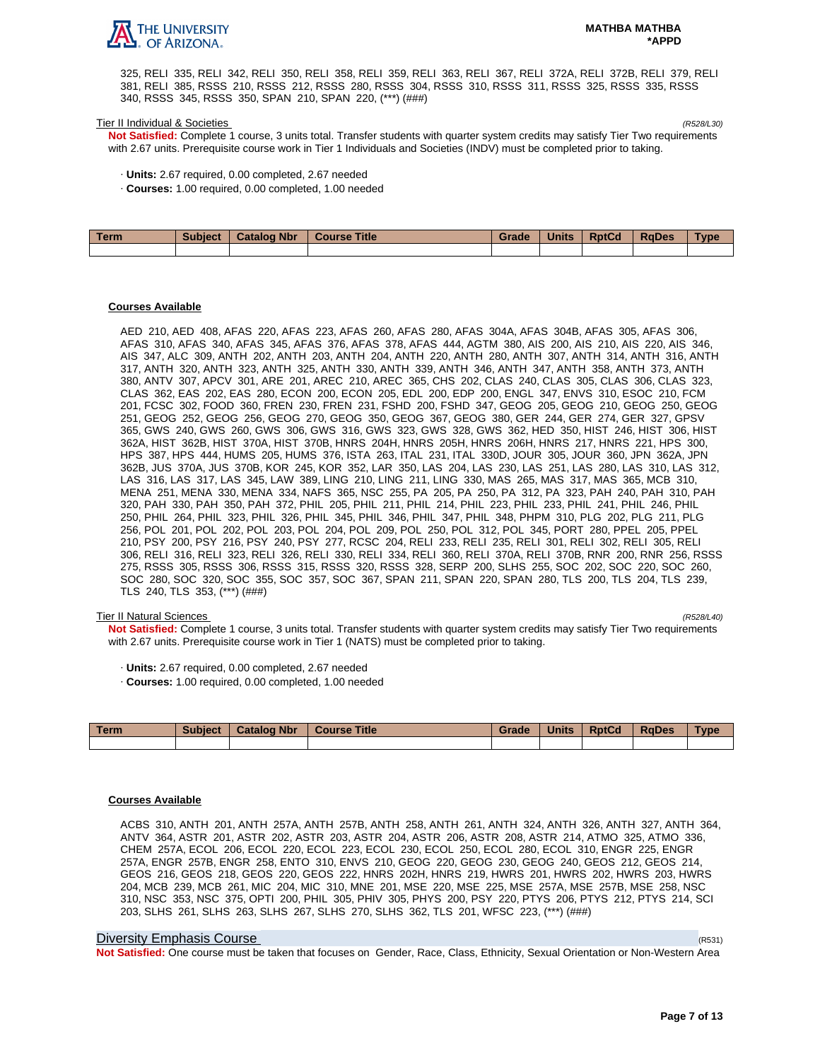325, RELI 335, RELI 342, RELI 350, RELI 358, RELI 359, RELI 363, RELI 367, RELI 372A, RELI 372B, RELI 379, RELI 381, RELI 385, RSSS 210, RSSS 212, RSSS 280, RSSS 304, RSSS 310, RSSS 311, RSSS 325, RSSS 335, RSSS 340, RSSS 345, RSSS 350, SPAN 210, SPAN 220, (***) (###)

Tier II Individual & Societies (R528/L30)

**Not Satisfied:** Complete 1 course, 3 units total. Transfer students with quarter system credits may satisfy Tier Two requirements with 2.67 units. Prerequisite course work in Tier 1 Individuals and Societies (INDV) must be completed prior to taking.

- **Units:** 2.67 required, 0.00 completed, 2.67 needed
- **Courses:** 1.00 required, 0.00 completed, 1.00 needed

| Term | Subject | Catalog Nbr | Course Title | Grade | Units | RptCd | RqDes | Type |
|---|---|---|---|---|---|---|---|---|
| | | | | | | | | |

**Courses Available**

AED 210, AED 408, AFAS 220, AFAS 223, AFAS 260, AFAS 280, AFAS 304A, AFAS 304B, AFAS 305, AFAS 306, AFAS 310, AFAS 340, AFAS 345, AFAS 376, AFAS 378, AFAS 444, AGTM 380, AIS 200, AIS 210, AIS 220, AIS 346, AIS 347, ALC 309, ANTH 202, ANTH 203, ANTH 204, ANTH 220, ANTH 280, ANTH 307, ANTH 314, ANTH 316, ANTH 317, ANTH 320, ANTH 323, ANTH 325, ANTH 330, ANTH 339, ANTH 346, ANTH 347, ANTH 358, ANTH 373, ANTH 380, ANTV 307, APCV 301, ARE 201, AREC 210, AREC 365, CHS 202, CLAS 240, CLAS 305, CLAS 306, CLAS 323, CLAS 362, EAS 202, EAS 280, ECON 200, ECON 205, EDL 200, EDP 200, ENGL 347, ENVS 310, ESOC 210, FCM 201, FCSC 302, FOOD 360, FREN 230, FREN 231, FSHD 200, FSHD 347, GEOG 205, GEOG 210, GEOG 250, GEOG 251, GEOG 252, GEOG 256, GEOG 270, GEOG 350, GEOG 367, GEOG 380, GER 244, GER 274, GER 327, GPSV 365, GWS 240, GWS 260, GWS 306, GWS 316, GWS 323, GWS 328, GWS 362, HED 350, HIST 246, HIST 306, HIST 362A, HIST 362B, HIST 370A, HIST 370B, HNRS 204H, HNRS 205H, HNRS 206H, HNRS 217, HNRS 221, HPS 300, HPS 387, HPS 444, HUMS 205, HUMS 376, ISTA 263, ITAL 231, ITAL 330D, JOUR 305, JOUR 360, JPN 362A, JPN 362B, JUS 370A, JUS 370B, KOR 245, KOR 352, LAR 350, LAS 204, LAS 230, LAS 251, LAS 280, LAS 310, LAS 312, LAS 316, LAS 317, LAS 345, LAW 389, LING 210, LING 211, LING 330, MAS 265, MAS 317, MAS 365, MCB 310, MENA 251, MENA 330, MENA 334, NAFS 365, NSC 255, PA 205, PA 250, PA 312, PA 323, PAH 240, PAH 310, PAH 320, PAH 330, PAH 350, PAH 372, PHIL 205, PHIL 211, PHIL 214, PHIL 223, PHIL 233, PHIL 241, PHIL 246, PHIL 250, PHIL 264, PHIL 323, PHIL 326, PHIL 345, PHIL 346, PHIL 347, PHIL 348, PHPM 310, PLG 202, PLG 211, PLG 256, POL 201, POL 202, POL 203, POL 204, POL 209, POL 250, POL 312, POL 345, PORT 280, PPEL 205, PPEL 210, PSY 200, PSY 216, PSY 240, PSY 277, RCSC 204, RELI 233, RELI 235, RELI 301, RELI 302, RELI 305, RELI 306, RELI 316, RELI 323, RELI 326, RELI 330, RELI 334, RELI 360, RELI 370A, RELI 370B, RNR 200, RNR 256, RSSS 275, RSSS 305, RSSS 306, RSSS 315, RSSS 320, RSSS 328, SERP 200, SLHS 255, SOC 202, SOC 220, SOC 260, SOC 280, SOC 320, SOC 355, SOC 357, SOC 367, SPAN 211, SPAN 220, SPAN 280, TLS 200, TLS 204, TLS 239, TLS 240, TLS 353, (***) (###)

Tier II Natural Sciences (R528/L40)

**Not Satisfied:** Complete 1 course, 3 units total. Transfer students with quarter system credits may satisfy Tier Two requirements with 2.67 units. Prerequisite course work in Tier 1 (NATS) must be completed prior to taking.

- **Units:** 2.67 required, 0.00 completed, 2.67 needed
- **Courses:** 1.00 required, 0.00 completed, 1.00 needed

| Term | Subject | Catalog Nbr | Course Title | Grade | Units | RptCd | RqDes | Type |
|---|---|---|---|---|---|---|---|---|
| | | | | | | | | |

**Courses Available**

ACBS 310, ANTH 201, ANTH 257A, ANTH 257B, ANTH 258, ANTH 261, ANTH 324, ANTH 326, ANTH 327, ANTH 364, ANTV 364, ASTR 201, ASTR 202, ASTR 203, ASTR 204, ASTR 206, ASTR 208, ASTR 214, ATMO 325, ATMO 336, CHEM 257A, ECOL 206, ECOL 220, ECOL 223, ECOL 230, ECOL 250, ECOL 280, ECOL 310, ENGR 225, ENGR 257A, ENGR 257B, ENGR 258, ENTO 310, ENVS 210, GEOG 220, GEOG 230, GEOG 240, GEOS 212, GEOS 214, GEOS 216, GEOS 218, GEOS 220, GEOS 222, HNRS 202H, HNRS 219, HWRS 201, HWRS 202, HWRS 203, HWRS 204, MCB 239, MCB 261, MIC 204, MIC 310, MNE 201, MSE 220, MSE 225, MSE 257A, MSE 257B, MSE 258, NSC 310, NSC 353, NSC 375, OPTI 200, PHIL 305, PHIV 305, PHYS 200, PSY 220, PTYS 206, PTYS 212, PTYS 214, SCI 203, SLHS 261, SLHS 263, SLHS 267, SLHS 270, SLHS 362, TLS 201, WFSC 223, (***) (###)

## Diversity Emphasis Course (R531)

**Not Satisfied:** One course must be taken that focuses on Gender, Race, Class, Ethnicity, Sexual Orientation or Non-Western Area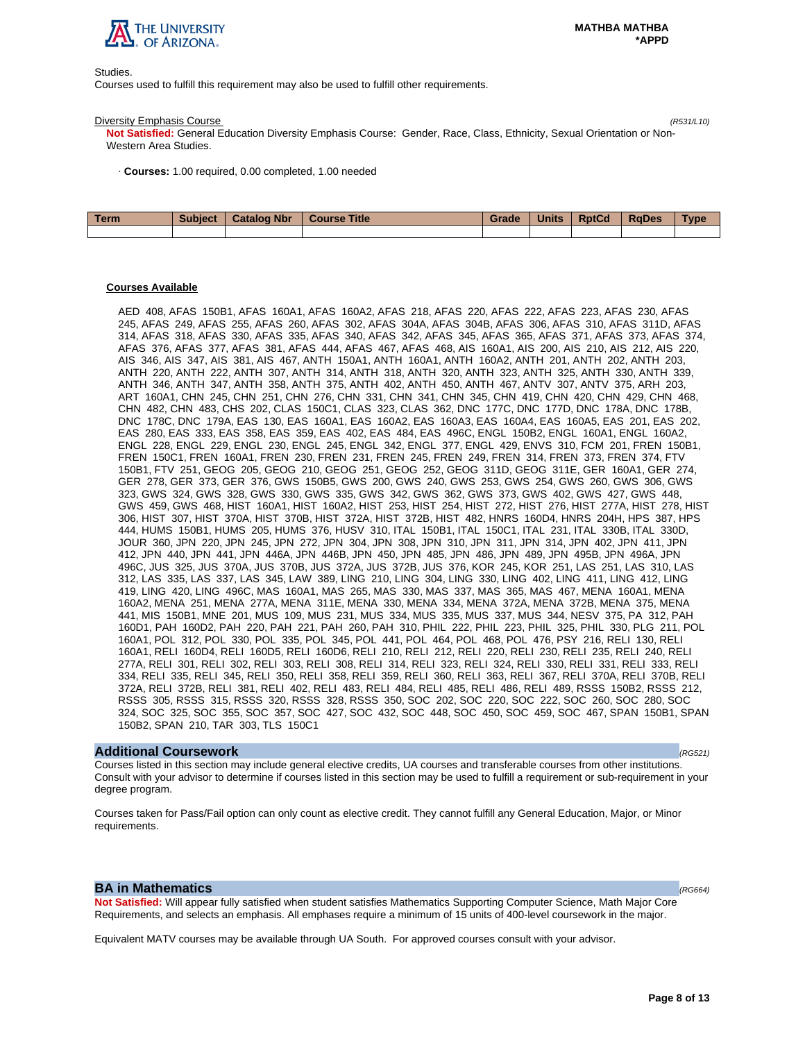Studies.

Courses used to fulfill this requirement may also be used to fulfill other requirements.

Diversity Emphasis Course *(R531/L10)*

**Not Satisfied:** General Education Diversity Emphasis Course: Gender, Race, Class, Ethnicity, Sexual Orientation or Non-Western Area Studies.

· **Courses:** 1.00 required, 0.00 completed, 1.00 needed

| Term | Subject | Catalog Nbr | Course Title | Grade | Units | RptCd | RqDes | Type |
|---|---|---|---|---|---|---|---|---|
| | | | | | | | | |

**Courses Available**

AED 408, AFAS 150B1, AFAS 160A1, AFAS 160A2, AFAS 218, AFAS 220, AFAS 222, AFAS 223, AFAS 230, AFAS 245, AFAS 249, AFAS 255, AFAS 260, AFAS 302, AFAS 304A, AFAS 304B, AFAS 306, AFAS 310, AFAS 311D, AFAS 314, AFAS 318, AFAS 330, AFAS 335, AFAS 340, AFAS 342, AFAS 345, AFAS 365, AFAS 371, AFAS 373, AFAS 374, AFAS 376, AFAS 377, AFAS 381, AFAS 444, AFAS 467, AFAS 468, AIS 160A1, AIS 200, AIS 210, AIS 212, AIS 220, AIS 346, AIS 347, AIS 381, AIS 467, ANTH 150A1, ANTH 160A1, ANTH 160A2, ANTH 201, ANTH 202, ANTH 203, ANTH 220, ANTH 222, ANTH 307, ANTH 314, ANTH 318, ANTH 320, ANTH 323, ANTH 325, ANTH 330, ANTH 339, ANTH 346, ANTH 347, ANTH 358, ANTH 375, ANTH 402, ANTH 450, ANTH 467, ANTV 307, ANTV 375, ARH 203, ART 160A1, CHN 245, CHN 251, CHN 276, CHN 331, CHN 341, CHN 345, CHN 419, CHN 420, CHN 429, CHN 468, CHN 482, CHN 483, CHS 202, CLAS 150C1, CLAS 323, CLAS 362, DNC 177C, DNC 177D, DNC 178A, DNC 178B, DNC 178C, DNC 179A, EAS 130, EAS 160A1, EAS 160A2, EAS 160A3, EAS 160A4, EAS 160A5, EAS 201, EAS 202, EAS 280, EAS 333, EAS 358, EAS 359, EAS 402, EAS 484, EAS 496C, ENGL 150B2, ENGL 160A1, ENGL 160A2, ENGL 228, ENGL 229, ENGL 230, ENGL 245, ENGL 342, ENGL 377, ENGL 429, ENVS 310, FCM 201, FREN 150B1, FREN 150C1, FREN 160A1, FREN 230, FREN 231, FREN 245, FREN 249, FREN 314, FREN 373, FREN 374, FTV 150B1, FTV 251, GEOG 205, GEOG 210, GEOG 251, GEOG 252, GEOG 311D, GEOG 311E, GER 160A1, GER 274, GER 278, GER 373, GER 376, GWS 150B5, GWS 200, GWS 240, GWS 253, GWS 254, GWS 260, GWS 306, GWS 323, GWS 324, GWS 328, GWS 330, GWS 335, GWS 342, GWS 362, GWS 373, GWS 402, GWS 427, GWS 448, GWS 459, GWS 468, HIST 160A1, HIST 160A2, HIST 253, HIST 254, HIST 272, HIST 276, HIST 277A, HIST 278, HIST 306, HIST 307, HIST 370A, HIST 370B, HIST 372A, HIST 372B, HIST 482, HNRS 160D4, HNRS 204H, HPS 387, HPS 444, HUMS 150B1, HUMS 205, HUMS 376, HUSV 310, ITAL 150B1, ITAL 150C1, ITAL 231, ITAL 330B, ITAL 330D, JOUR 360, JPN 220, JPN 245, JPN 272, JPN 304, JPN 308, JPN 310, JPN 311, JPN 314, JPN 402, JPN 411, JPN 412, JPN 440, JPN 441, JPN 446A, JPN 446B, JPN 450, JPN 485, JPN 486, JPN 489, JPN 495B, JPN 496A, JPN 496C, JUS 325, JUS 370A, JUS 370B, JUS 372A, JUS 372B, JUS 376, KOR 245, KOR 251, LAS 251, LAS 310, LAS 312, LAS 335, LAS 337, LAS 345, LAW 389, LING 210, LING 304, LING 330, LING 402, LING 411, LING 412, LING 419, LING 420, LING 496C, MAS 160A1, MAS 265, MAS 330, MAS 337, MAS 365, MAS 467, MENA 160A1, MENA 160A2, MENA 251, MENA 277A, MENA 311E, MENA 330, MENA 334, MENA 372A, MENA 372B, MENA 375, MENA 441, MIS 150B1, MNE 201, MUS 109, MUS 231, MUS 334, MUS 335, MUS 337, MUS 344, NESV 375, PA 312, PAH 160D1, PAH 160D2, PAH 220, PAH 221, PAH 260, PAH 310, PHIL 222, PHIL 223, PHIL 325, PHIL 330, PLG 211, POL 160A1, POL 312, POL 330, POL 335, POL 345, POL 441, POL 464, POL 468, POL 476, PSY 216, RELI 130, RELI 160A1, RELI 160D4, RELI 160D5, RELI 160D6, RELI 210, RELI 212, RELI 220, RELI 230, RELI 235, RELI 240, RELI 277A, RELI 301, RELI 302, RELI 303, RELI 308, RELI 314, RELI 323, RELI 324, RELI 330, RELI 331, RELI 333, RELI 334, RELI 335, RELI 345, RELI 350, RELI 358, RELI 359, RELI 360, RELI 363, RELI 367, RELI 370A, RELI 370B, RELI 372A, RELI 372B, RELI 381, RELI 402, RELI 483, RELI 484, RELI 485, RELI 486, RELI 489, RSSS 150B2, RSSS 212, RSSS 305, RSSS 315, RSSS 320, RSSS 328, RSSS 350, SOC 202, SOC 220, SOC 222, SOC 260, SOC 280, SOC 324, SOC 325, SOC 355, SOC 357, SOC 427, SOC 432, SOC 448, SOC 450, SOC 459, SOC 467, SPAN 150B1, SPAN 150B2, SPAN 210, TAR 303, TLS 150C1

## Additional Coursework *(RG521)*

Courses listed in this section may include general elective credits, UA courses and transferable courses from other institutions. Consult with your advisor to determine if courses listed in this section may be used to fulfill a requirement or sub-requirement in your degree program.

Courses taken for Pass/Fail option can only count as elective credit. They cannot fulfill any General Education, Major, or Minor requirements.

## BA in Mathematics *(RG664)*

**Not Satisfied:** Will appear fully satisfied when student satisfies Mathematics Supporting Computer Science, Math Major Core Requirements, and selects an emphasis. All emphases require a minimum of 15 units of 400-level coursework in the major.

Equivalent MATV courses may be available through UA South. For approved courses consult with your advisor.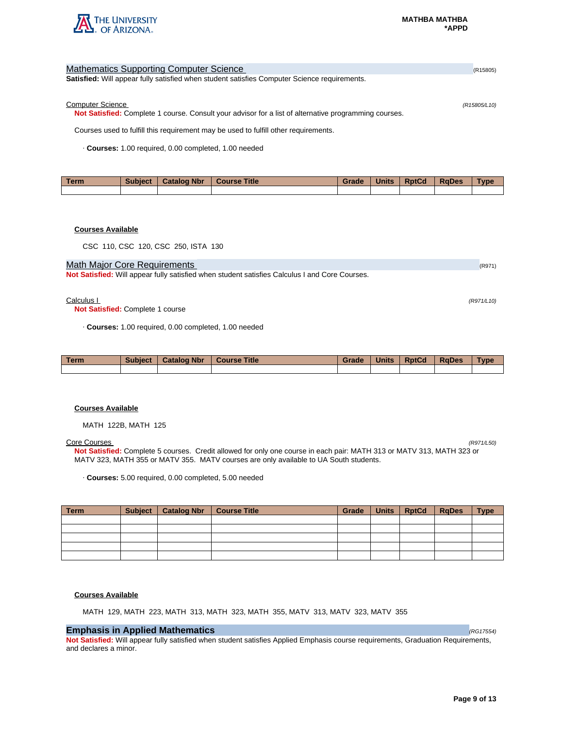## Mathematics Supporting Computer Science

(R15805)

**Satisfied:** Will appear fully satisfied when student satisfies Computer Science requirements.

### Computer Science

*(R15805/L10)*

**Not Satisfied:** Complete 1 course. Consult your advisor for a list of alternative programming courses.

Courses used to fulfill this requirement may be used to fulfill other requirements.

· **Courses:** 1.00 required, 0.00 completed, 1.00 needed

| Term | Subject | Catalog Nbr | Course Title | Grade | Units | RptCd | RqDes | Type |
|---|---|---|---|---|---|---|---|---|
| | | | | | | | | |

**Courses Available**

CSC 110, CSC 120, CSC 250, ISTA 130

## Math Major Core Requirements

(R971)

**Not Satisfied:** Will appear fully satisfied when student satisfies Calculus I and Core Courses.

### Calculus I

*(R971/L10)*

**Not Satisfied:** Complete 1 course

· **Courses:** 1.00 required, 0.00 completed, 1.00 needed

| Term | Subject | Catalog Nbr | Course Title | Grade | Units | RptCd | RqDes | Type |
|---|---|---|---|---|---|---|---|---|
| | | | | | | | | |

**Courses Available**

MATH 122B, MATH 125

### Core Courses

*(R971/L50)*

**Not Satisfied:** Complete 5 courses. Credit allowed for only one course in each pair: MATH 313 or MATV 313, MATH 323 or MATV 323, MATH 355 or MATV 355. MATV courses are only available to UA South students.

· **Courses:** 5.00 required, 0.00 completed, 5.00 needed

| Term | Subject | Catalog Nbr | Course Title | Grade | Units | RptCd | RqDes | Type |
|---|---|---|---|---|---|---|---|---|
| | | | | | | | | |
| | | | | | | | | |
| | | | | | | | | |
| | | | | | | | | |
| | | | | | | | | |

**Courses Available**

MATH 129, MATH 223, MATH 313, MATH 323, MATH 355, MATV 313, MATV 323, MATV 355

## Emphasis in Applied Mathematics

*(RG17554)*

**Not Satisfied:** Will appear fully satisfied when student satisfies Applied Emphasis course requirements, Graduation Requirements, and declares a minor.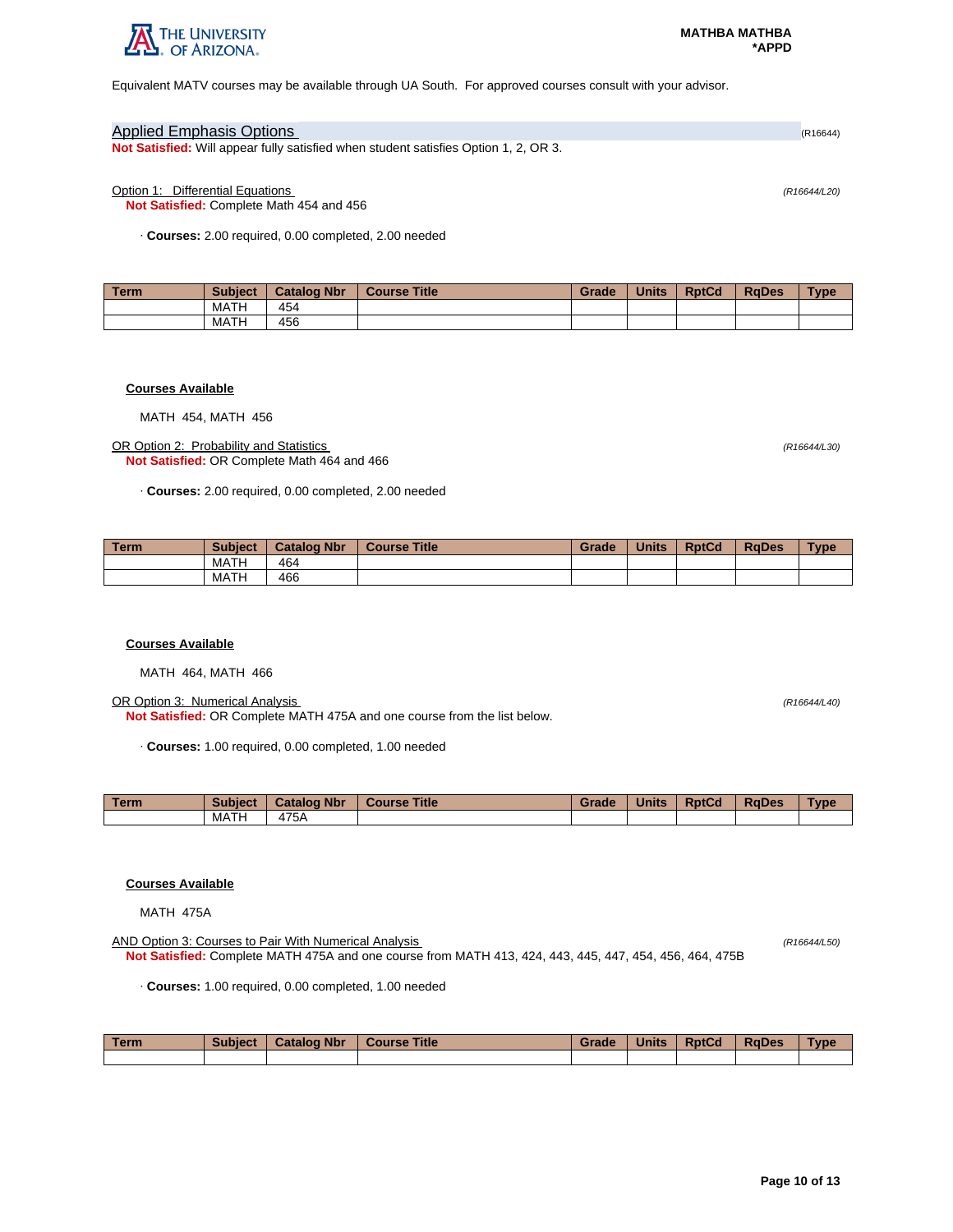Equivalent MATV courses may be available through UA South. For approved courses consult with your advisor.

## Applied Emphasis Options

(R16644)

**Not Satisfied:** Will appear fully satisfied when student satisfies Option 1, 2, OR 3.

### Option 1: Differential Equations

*(R16644/L20)*

**Not Satisfied:** Complete Math 454 and 456

· **Courses:** 2.00 required, 0.00 completed, 2.00 needed

| Term | Subject | Catalog Nbr | Course Title | Grade | Units | RptCd | RqDes | Type |
|---|---|---|---|---|---|---|---|---|
| | MATH | 454 | | | | | | |
| | MATH | 456 | | | | | | |

**Courses Available**

MATH 454, MATH 456

### OR Option 2: Probability and Statistics

*(R16644/L30)*

**Not Satisfied:** OR Complete Math 464 and 466

· **Courses:** 2.00 required, 0.00 completed, 2.00 needed

| Term | Subject | Catalog Nbr | Course Title | Grade | Units | RptCd | RqDes | Type |
|---|---|---|---|---|---|---|---|---|
| | MATH | 464 | | | | | | |
| | MATH | 466 | | | | | | |

**Courses Available**

MATH 464, MATH 466

### OR Option 3: Numerical Analysis

*(R16644/L40)*

**Not Satisfied:** OR Complete MATH 475A and one course from the list below.

· **Courses:** 1.00 required, 0.00 completed, 1.00 needed

| Term | Subject | Catalog Nbr | Course Title | Grade | Units | RptCd | RqDes | Type |
|---|---|---|---|---|---|---|---|---|
| | MATH | 475A | | | | | | |

**Courses Available**

MATH 475A

### AND Option 3: Courses to Pair With Numerical Analysis

*(R16644/L50)*

**Not Satisfied:** Complete MATH 475A and one course from MATH 413, 424, 443, 445, 447, 454, 456, 464, 475B

· **Courses:** 1.00 required, 0.00 completed, 1.00 needed

| Term | Subject | Catalog Nbr | Course Title | Grade | Units | RptCd | RqDes | Type |
|---|---|---|---|---|---|---|---|---|
| | | | | | | | | |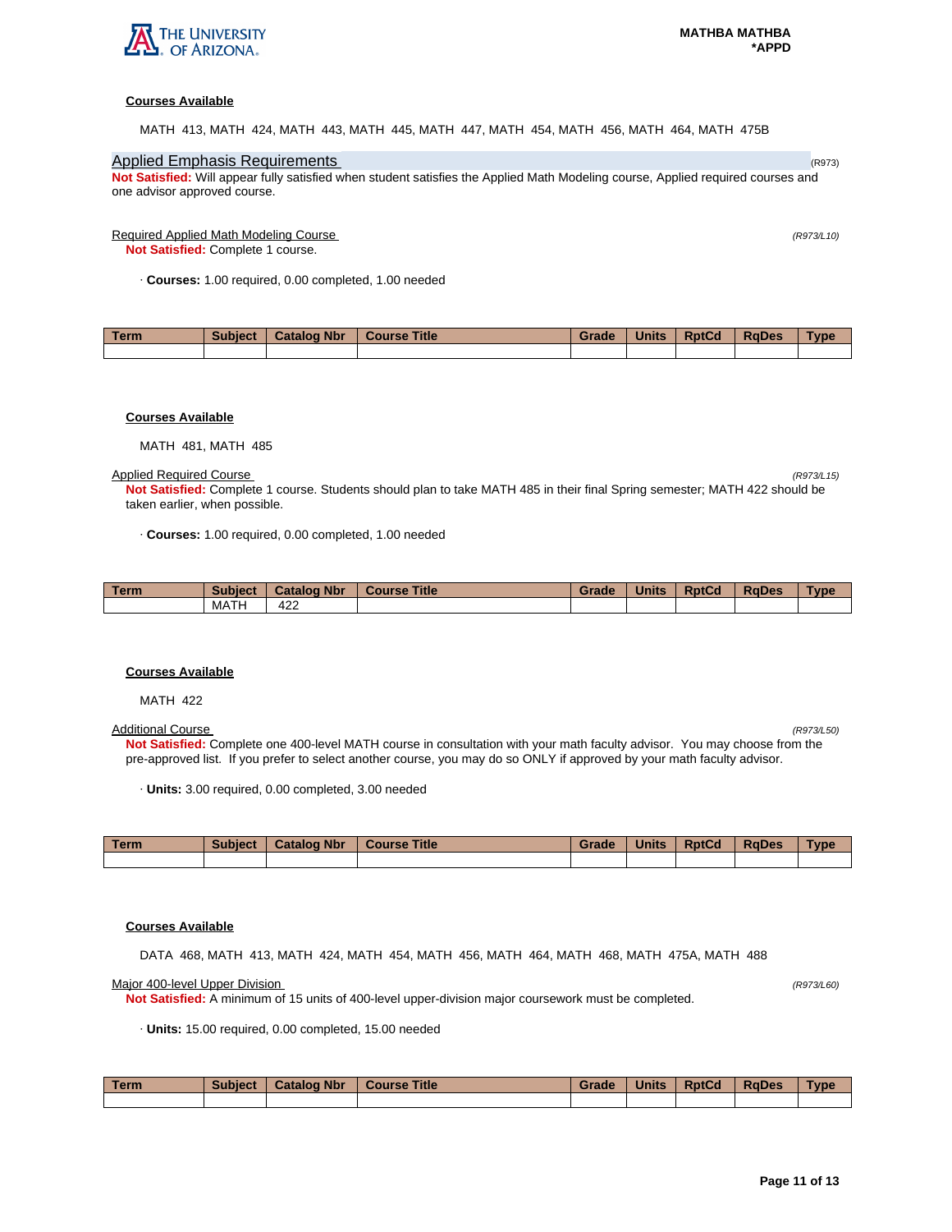**Courses Available**

MATH 413, MATH 424, MATH 443, MATH 445, MATH 447, MATH 454, MATH 456, MATH 464, MATH 475B

## Applied Emphasis Requirements (R973)

**Not Satisfied:** Will appear fully satisfied when student satisfies the Applied Math Modeling course, Applied required courses and one advisor approved course.

### Required Applied Math Modeling Course (R973/L10)

**Not Satisfied:** Complete 1 course.

· **Courses:** 1.00 required, 0.00 completed, 1.00 needed

| Term | Subject | Catalog Nbr | Course Title | Grade | Units | RptCd | RqDes | Type |
|---|---|---|---|---|---|---|---|---|
| | | | | | | | | |

**Courses Available**

MATH 481, MATH 485

### Applied Required Course (R973/L15)

**Not Satisfied:** Complete 1 course. Students should plan to take MATH 485 in their final Spring semester; MATH 422 should be taken earlier, when possible.

· **Courses:** 1.00 required, 0.00 completed, 1.00 needed

| Term | Subject | Catalog Nbr | Course Title | Grade | Units | RptCd | RqDes | Type |
|---|---|---|---|---|---|---|---|---|
| | MATH | 422 | | | | | | |

**Courses Available**

MATH 422

### Additional Course (R973/L50)

**Not Satisfied:** Complete one 400-level MATH course in consultation with your math faculty advisor. You may choose from the pre-approved list. If you prefer to select another course, you may do so ONLY if approved by your math faculty advisor.

· **Units:** 3.00 required, 0.00 completed, 3.00 needed

| Term | Subject | Catalog Nbr | Course Title | Grade | Units | RptCd | RqDes | Type |
|---|---|---|---|---|---|---|---|---|
| | | | | | | | | |

**Courses Available**

DATA 468, MATH 413, MATH 424, MATH 454, MATH 456, MATH 464, MATH 468, MATH 475A, MATH 488

### Major 400-level Upper Division (R973/L60)

**Not Satisfied:** A minimum of 15 units of 400-level upper-division major coursework must be completed.

· **Units:** 15.00 required, 0.00 completed, 15.00 needed

| Term | Subject | Catalog Nbr | Course Title | Grade | Units | RptCd | RqDes | Type |
|---|---|---|---|---|---|---|---|---|
| | | | | | | | | |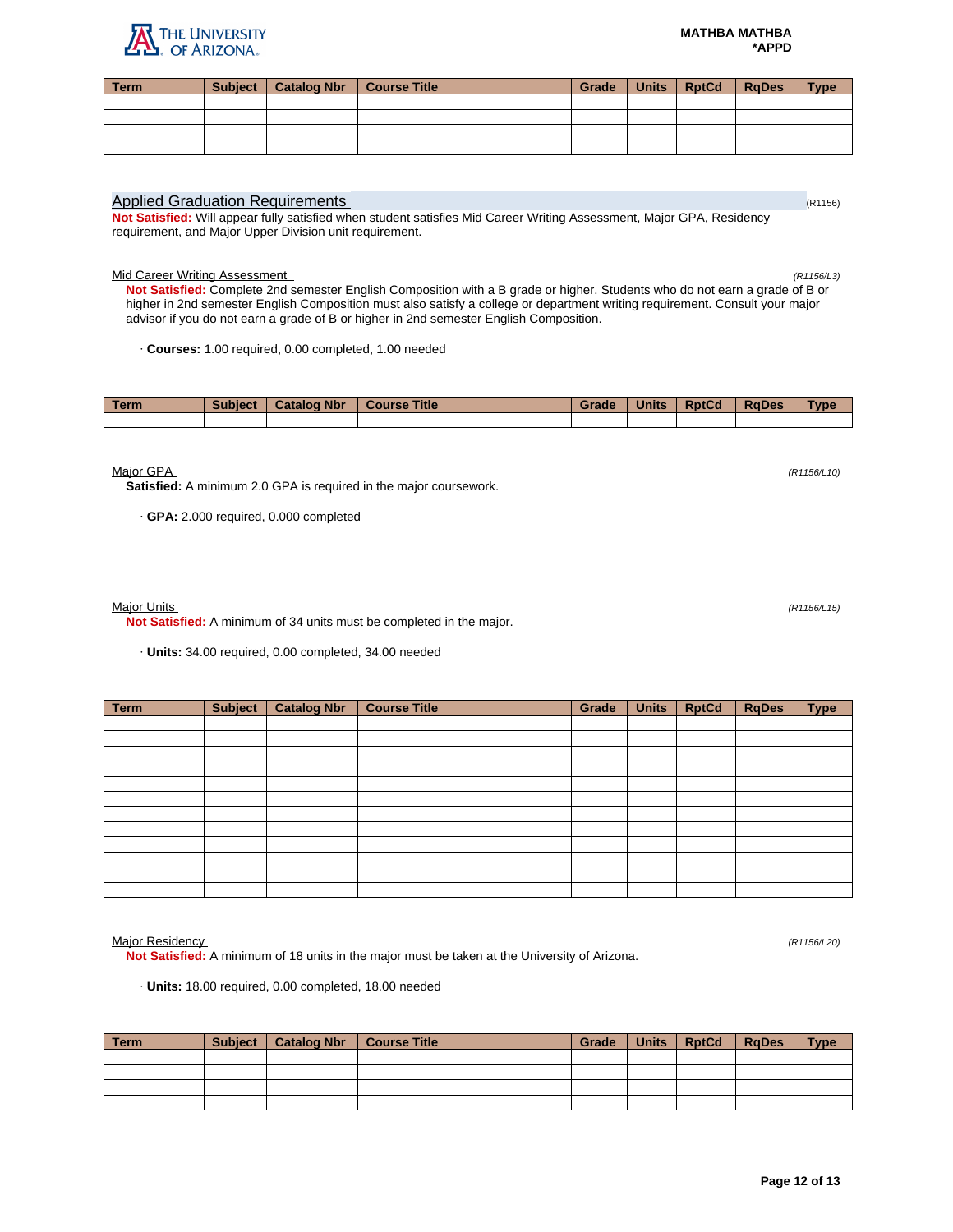| Term | Subject | Catalog Nbr | Course Title | Grade | Units | RptCd | RqDes | Type |
|---|---|---|---|---|---|---|---|---|
| | | | | | | | | |
| | | | | | | | | |
| | | | | | | | | |
| | | | | | | | | |

## Applied Graduation Requirements

(R1156)

**Not Satisfied:** Will appear fully satisfied when student satisfies Mid Career Writing Assessment, Major GPA, Residency requirement, and Major Upper Division unit requirement.

### Mid Career Writing Assessment

*(R1156/L3)*

**Not Satisfied:** Complete 2nd semester English Composition with a B grade or higher. Students who do not earn a grade of B or higher in 2nd semester English Composition must also satisfy a college or department writing requirement. Consult your major advisor if you do not earn a grade of B or higher in 2nd semester English Composition.

· **Courses:** 1.00 required, 0.00 completed, 1.00 needed

| Term | Subject | Catalog Nbr | Course Title | Grade | Units | RptCd | RqDes | Type |
|---|---|---|---|---|---|---|---|---|
| | | | | | | | | |

### Major GPA

*(R1156/L10)*

**Satisfied:** A minimum 2.0 GPA is required in the major coursework.

· **GPA:** 2.000 required, 0.000 completed

### Major Units

*(R1156/L15)*

**Not Satisfied:** A minimum of 34 units must be completed in the major.

· **Units:** 34.00 required, 0.00 completed, 34.00 needed

| Term | Subject | Catalog Nbr | Course Title | Grade | Units | RptCd | RqDes | Type |
|---|---|---|---|---|---|---|---|---|
| | | | | | | | | |
| | | | | | | | | |
| | | | | | | | | |
| | | | | | | | | |
| | | | | | | | | |
| | | | | | | | | |
| | | | | | | | | |
| | | | | | | | | |
| | | | | | | | | |
| | | | | | | | | |
| | | | | | | | | |
| | | | | | | | | |

### Major Residency

*(R1156/L20)*

**Not Satisfied:** A minimum of 18 units in the major must be taken at the University of Arizona.

· **Units:** 18.00 required, 0.00 completed, 18.00 needed

| Term | Subject | Catalog Nbr | Course Title | Grade | Units | RptCd | RqDes | Type |
|---|---|---|---|---|---|---|---|---|
| | | | | | | | | |
| | | | | | | | | |
| | | | | | | | | |
| | | | | | | | | |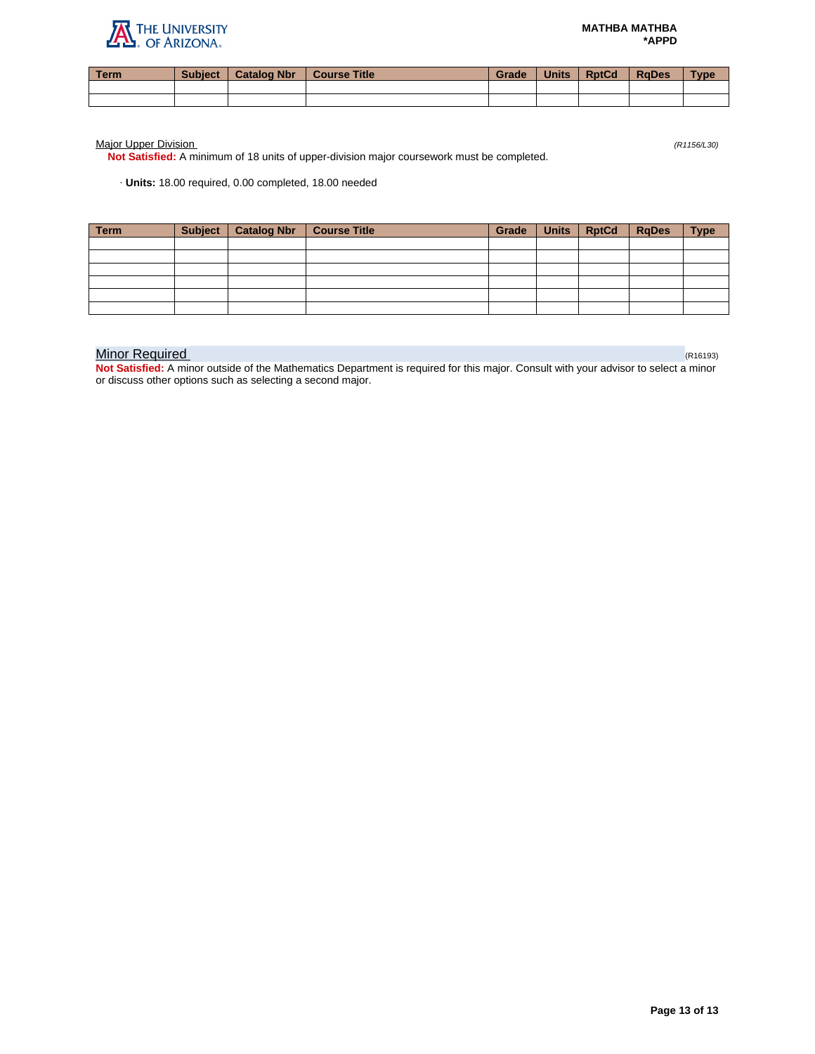| Term | Subject | Catalog Nbr | Course Title | Grade | Units | RptCd | RqDes | Type |
|---|---|---|---|---|---|---|---|---|
| | | | | | | | | |
| | | | | | | | | |

Major Upper Division *(R1156/L30)*

**Not Satisfied:** A minimum of 18 units of upper-division major coursework must be completed.

· **Units:** 18.00 required, 0.00 completed, 18.00 needed

| Term | Subject | Catalog Nbr | Course Title | Grade | Units | RptCd | RqDes | Type |
|---|---|---|---|---|---|---|---|---|
| | | | | | | | | |
| | | | | | | | | |
| | | | | | | | | |
| | | | | | | | | |
| | | | | | | | | |
| | | | | | | | | |

## Minor Required (R16193)

**Not Satisfied:** A minor outside of the Mathematics Department is required for this major. Consult with your advisor to select a minor or discuss other options such as selecting a second major.